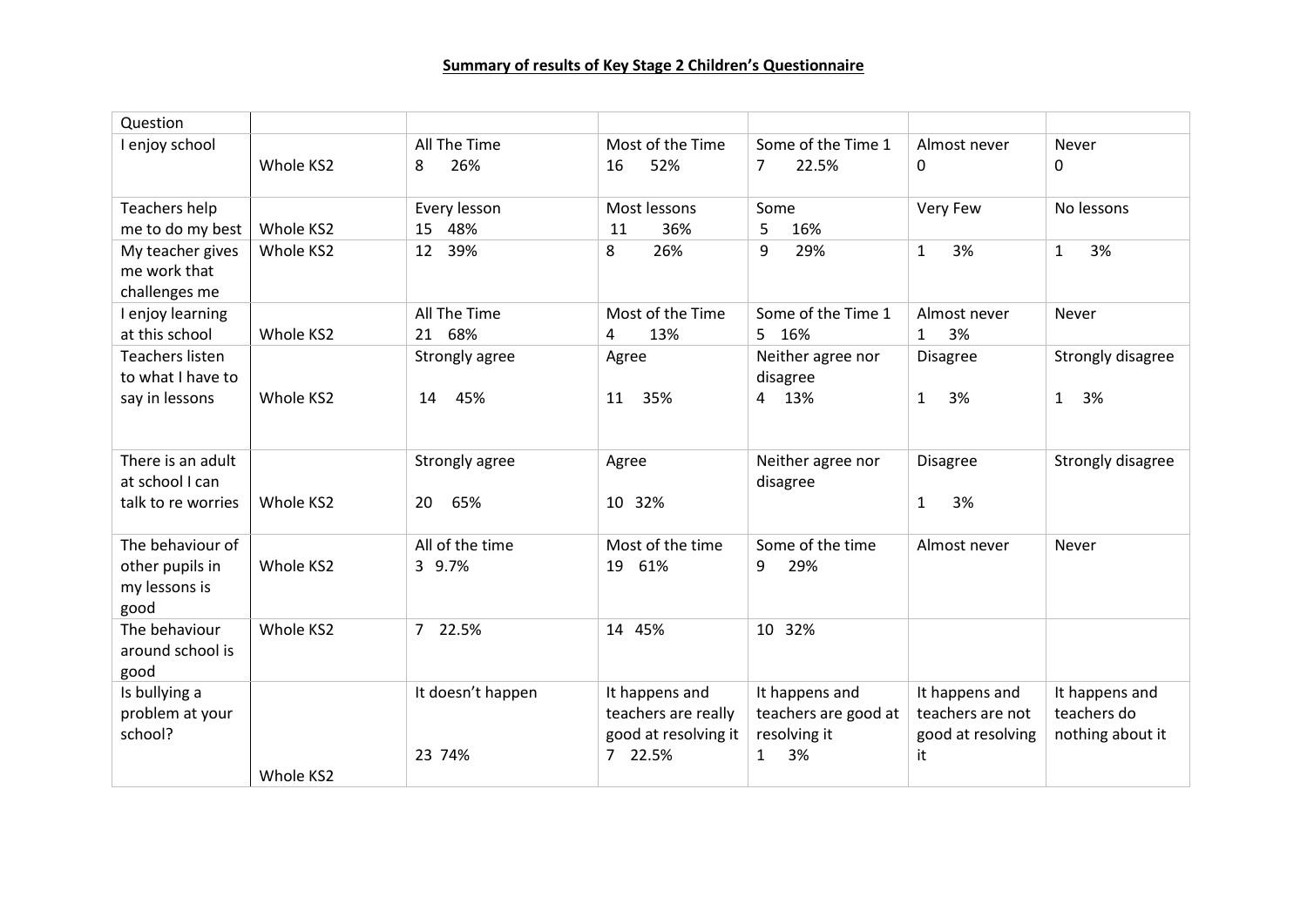**Summary of results of Key Stage 2 Children's Questionnaire**

| Question | | | | | | |
|---|---|---|---|---|---|---|
| I enjoy school | Whole KS2 | All The Time<br>8 26% | Most of the Time<br>16 52% | Some of the Time 1<br>7 22.5% | Almost never<br>0 | Never<br>0 |
| Teachers help me to do my best | Whole KS2 | Every lesson<br>15 48% | Most lessons<br>11 36% | Some<br>5 16% | Very Few | No lessons |
| My teacher gives me work that challenges me | Whole KS2 | 12 39% | 8 26% | 9 29% | 1 3% | 1 3% |
| I enjoy learning at this school | Whole KS2 | All The Time<br>21 68% | Most of the Time<br>4 13% | Some of the Time 1<br>5 16% | Almost never<br>1 3% | Never |
| Teachers listen to what I have to say in lessons | Whole KS2 | Strongly agree<br>14 45% | Agree<br>11 35% | Neither agree nor disagree<br>4 13% | Disagree<br>1 3% | Strongly disagree<br>1 3% |
| There is an adult at school I can talk to re worries | Whole KS2 | Strongly agree<br>20 65% | Agree<br>10 32% | Neither agree nor disagree | Disagree<br>1 3% | Strongly disagree |
| The behaviour of other pupils in my lessons is good | Whole KS2 | All of the time<br>3 9.7% | Most of the time<br>19 61% | Some of the time<br>9 29% | Almost never | Never |
| The behaviour around school is good | Whole KS2 | 7 22.5% | 14 45% | 10 32% | | |
| Is bullying a problem at your school? | Whole KS2 | It doesn't happen<br>23 74% | It happens and teachers are really good at resolving it<br>7 22.5% | It happens and teachers are good at resolving it<br>1 3% | It happens and teachers are not good at resolving it | It happens and teachers do nothing about it |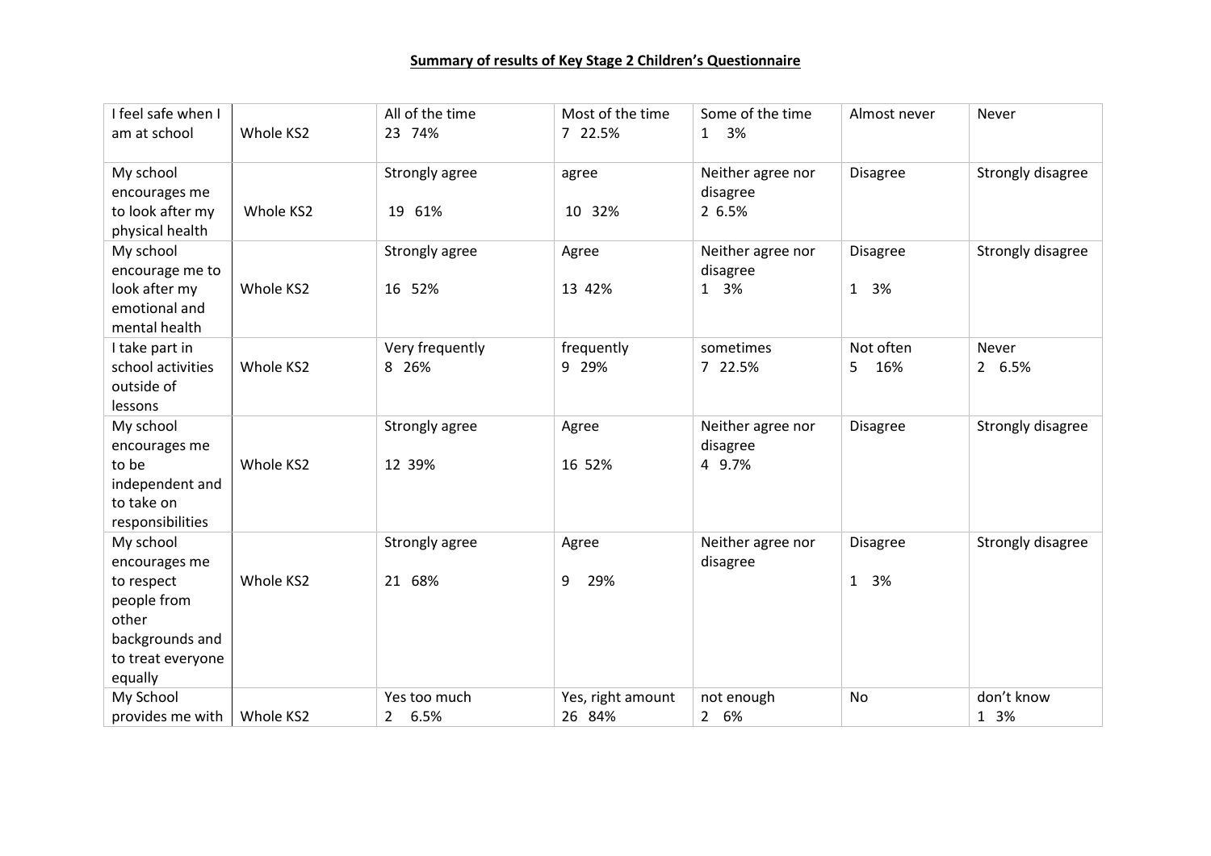**Summary of results of Key Stage 2 Children's Questionnaire**

| | | | | | | |
|---|---|---|---|---|---|---|
| I feel safe when I am at school | Whole KS2 | All of the time<br>23 74% | Most of the time<br>7 22.5% | Some of the time<br>1 3% | Almost never | Never |
| My school encourages me to look after my physical health | Whole KS2 | Strongly agree<br>19 61% | agree<br>10 32% | Neither agree nor disagree<br>2 6.5% | Disagree | Strongly disagree |
| My school encourage me to look after my emotional and mental health | Whole KS2 | Strongly agree<br>16 52% | Agree<br>13 42% | Neither agree nor disagree<br>1 3% | Disagree<br>1 3% | Strongly disagree |
| I take part in school activities outside of lessons | Whole KS2 | Very frequently<br>8 26% | frequently<br>9 29% | sometimes<br>7 22.5% | Not often<br>5 16% | Never<br>2 6.5% |
| My school encourages me to be independent and to take on responsibilities | Whole KS2 | Strongly agree<br>12 39% | Agree<br>16 52% | Neither agree nor disagree<br>4 9.7% | Disagree | Strongly disagree |
| My school encourages me to respect people from other backgrounds and to treat everyone equally | Whole KS2 | Strongly agree<br>21 68% | Agree<br>9 29% | Neither agree nor disagree | Disagree<br>1 3% | Strongly disagree |
| My School provides me with | Whole KS2 | Yes too much<br>2 6.5% | Yes, right amount<br>26 84% | not enough<br>2 6% | No | don't know<br>1 3% |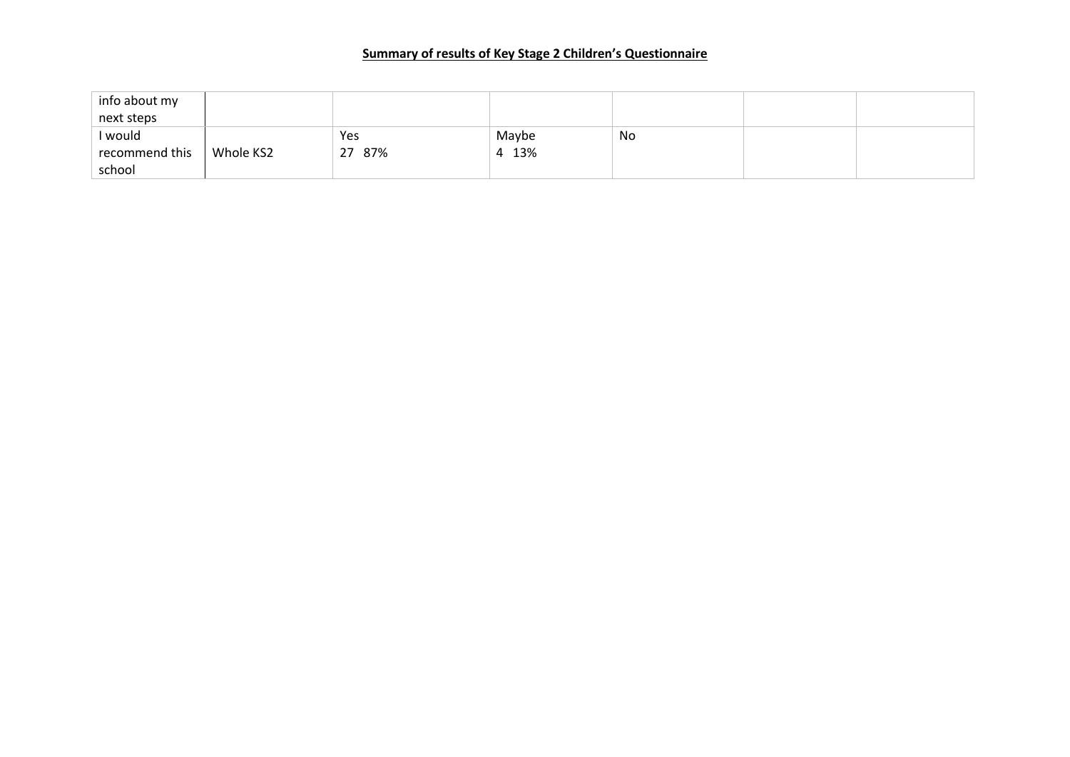## Summary of results of Key Stage 2 Children's Questionnaire

| | | | | | | |
|---|---|---|---|---|---|---|
| info about my next steps | | | | | | |
| I would recommend this school | Whole KS2 | Yes<br>27 87% | Maybe<br>4 13% | No | | |